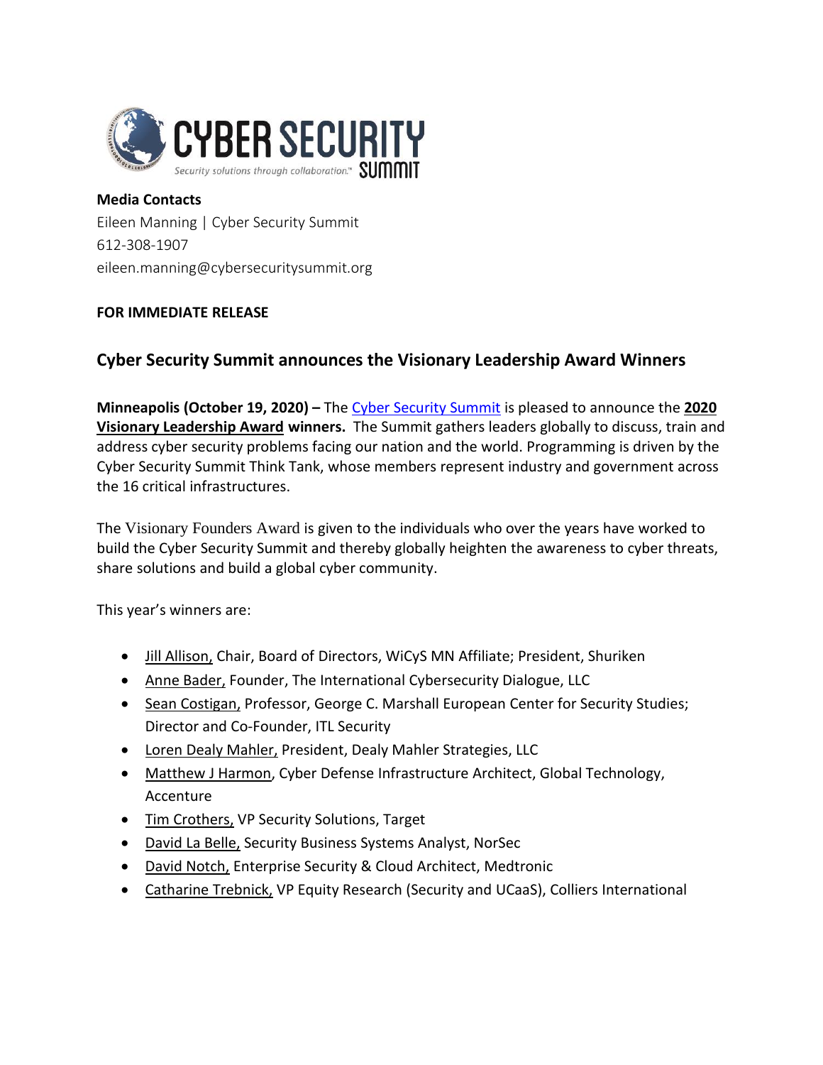**Media Contacts**
Eileen Manning | Cyber Security Summit
612-308-1907
eileen.manning@cybersecuritysummit.org

**FOR IMMEDIATE RELEASE**

## Cyber Security Summit announces the Visionary Leadership Award Winners

**Minneapolis (October 19, 2020) –** The Cyber Security Summit is pleased to announce the **2020 Visionary Leadership Award winners.** The Summit gathers leaders globally to discuss, train and address cyber security problems facing our nation and the world. Programming is driven by the Cyber Security Summit Think Tank, whose members represent industry and government across the 16 critical infrastructures.

The Visionary Founders Award is given to the individuals who over the years have worked to build the Cyber Security Summit and thereby globally heighten the awareness to cyber threats, share solutions and build a global cyber community.

This year's winners are:

- Jill Allison, Chair, Board of Directors, WiCyS MN Affiliate; President, Shuriken
- Anne Bader, Founder, The International Cybersecurity Dialogue, LLC
- Sean Costigan, Professor, George C. Marshall European Center for Security Studies; Director and Co-Founder, ITL Security
- Loren Dealy Mahler, President, Dealy Mahler Strategies, LLC
- Matthew J Harmon, Cyber Defense Infrastructure Architect, Global Technology, Accenture
- Tim Crothers, VP Security Solutions, Target
- David La Belle, Security Business Systems Analyst, NorSec
- David Notch, Enterprise Security & Cloud Architect, Medtronic
- Catharine Trebnick, VP Equity Research (Security and UCaaS), Colliers International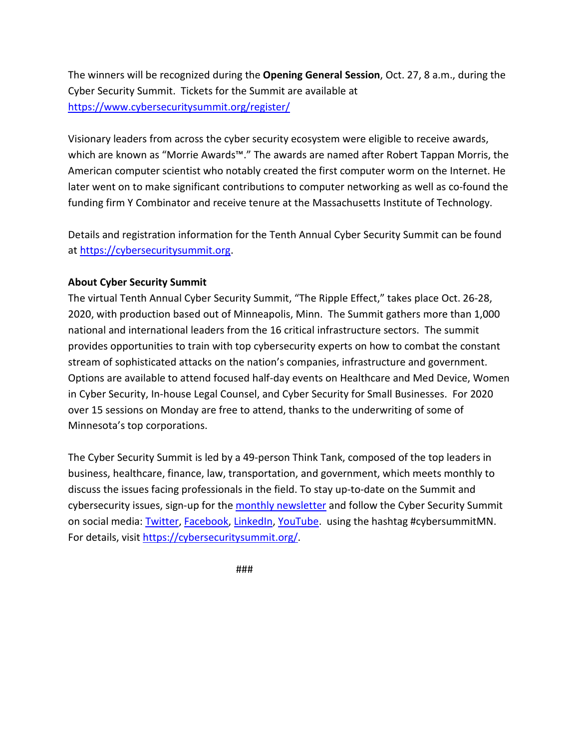The winners will be recognized during the **Opening General Session**, Oct. 27, 8 a.m., during the Cyber Security Summit. Tickets for the Summit are available at https://www.cybersecuritysummit.org/register/

Visionary leaders from across the cyber security ecosystem were eligible to receive awards, which are known as "Morrie Awards™." The awards are named after Robert Tappan Morris, the American computer scientist who notably created the first computer worm on the Internet. He later went on to make significant contributions to computer networking as well as co-found the funding firm Y Combinator and receive tenure at the Massachusetts Institute of Technology.

Details and registration information for the Tenth Annual Cyber Security Summit can be found at https://cybersecuritysummit.org.

**About Cyber Security Summit**

The virtual Tenth Annual Cyber Security Summit, "The Ripple Effect," takes place Oct. 26-28, 2020, with production based out of Minneapolis, Minn. The Summit gathers more than 1,000 national and international leaders from the 16 critical infrastructure sectors. The summit provides opportunities to train with top cybersecurity experts on how to combat the constant stream of sophisticated attacks on the nation's companies, infrastructure and government. Options are available to attend focused half-day events on Healthcare and Med Device, Women in Cyber Security, In-house Legal Counsel, and Cyber Security for Small Businesses. For 2020 over 15 sessions on Monday are free to attend, thanks to the underwriting of some of Minnesota's top corporations.

The Cyber Security Summit is led by a 49-person Think Tank, composed of the top leaders in business, healthcare, finance, law, transportation, and government, which meets monthly to discuss the issues facing professionals in the field. To stay up-to-date on the Summit and cybersecurity issues, sign-up for the monthly newsletter and follow the Cyber Security Summit on social media: Twitter, Facebook, LinkedIn, YouTube. using the hashtag #cybersummitMN. For details, visit https://cybersecuritysummit.org/.

###